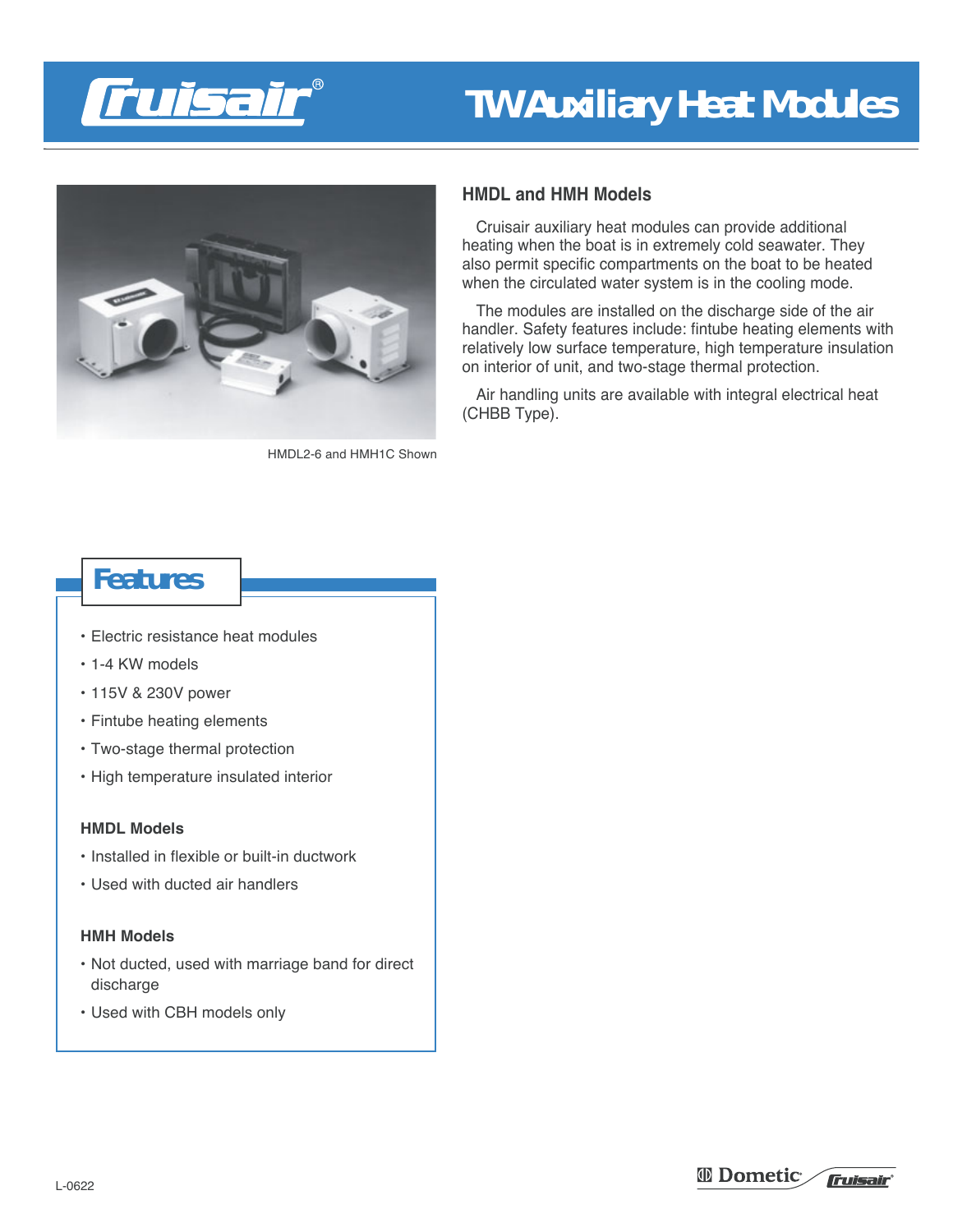# TW Auxiliary Heat Modules

HMDL2-6 and HMH1C Shown

## HMDL and HMH Models

Cruisair auxiliary heat modules can provide additional heating when the boat is in extremely cold seawater. They also permit specific compartments on the boat to be heated when the circulated water system is in the cooling mode.

The modules are installed on the discharge side of the air handler. Safety features include: fintube heating elements with relatively low surface temperature, high temperature insulation on interior of unit, and two-stage thermal protection.

Air handling units are available with integral electrical heat (CHBB Type).

## Features

- Electric resistance heat modules
- 1-4 KW models
- 115V & 230V power
- Fintube heating elements
- Two-stage thermal protection
- High temperature insulated interior

### HMDL Models

- Installed in flexible or built-in ductwork
- Used with ducted air handlers

### HMH Models

- Not ducted, used with marriage band for direct discharge
- Used with CBH models only

L-0622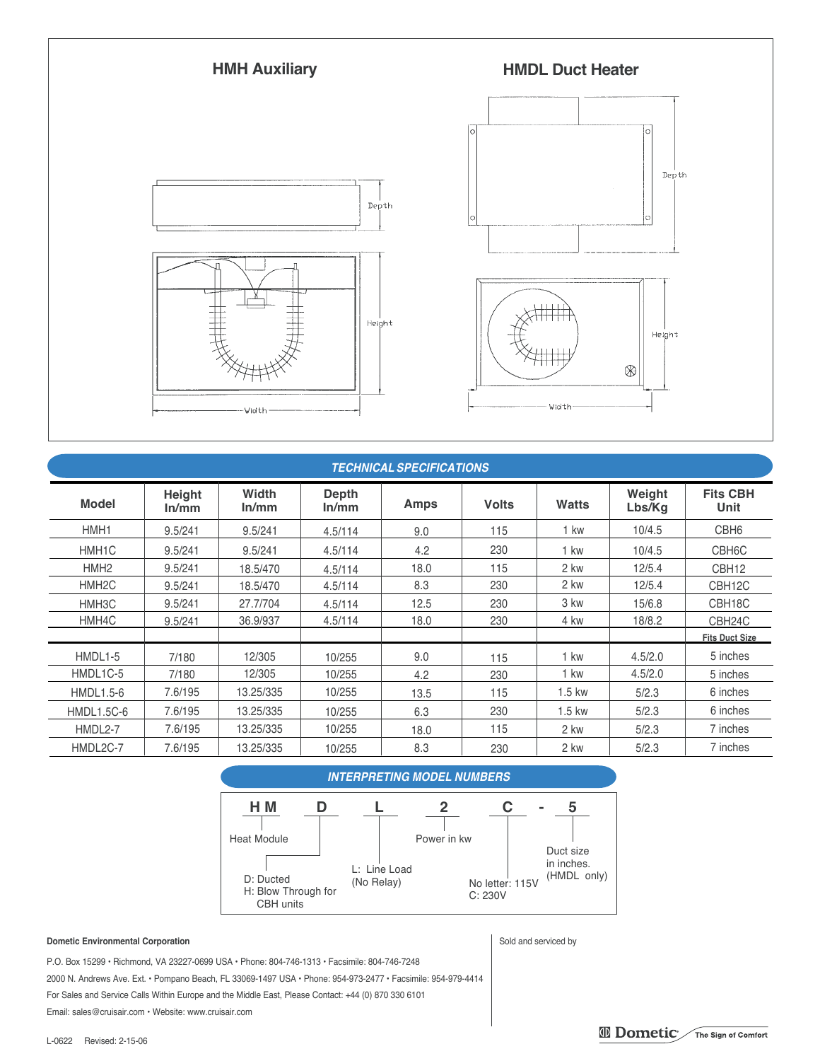## HMH Auxiliary

Depth

Height

Width

## HMDL Duct Heater

Depth

Height

Width

### *TECHNICAL SPECIFICATIONS*

| Model | Height In/mm | Width In/mm | Depth In/mm | Amps | Volts | Watts | Weight Lbs/Kg | Fits CBH Unit |
|---|---|---|---|---|---|---|---|---|
| HMH1 | 9.5/241 | 9.5/241 | 4.5/114 | 9.0 | 115 | 1 kw | 10/4.5 | CBH6 |
| HMH1C | 9.5/241 | 9.5/241 | 4.5/114 | 4.2 | 230 | 1 kw | 10/4.5 | CBH6C |
| HMH2 | 9.5/241 | 18.5/470 | 4.5/114 | 18.0 | 115 | 2 kw | 12/5.4 | CBH12 |
| HMH2C | 9.5/241 | 18.5/470 | 4.5/114 | 8.3 | 230 | 2 kw | 12/5.4 | CBH12C |
| HMH3C | 9.5/241 | 27.7/704 | 4.5/114 | 12.5 | 230 | 3 kw | 15/6.8 | CBH18C |
| HMH4C | 9.5/241 | 36.9/937 | 4.5/114 | 18.0 | 230 | 4 kw | 18/8.2 | CBH24C |
| | | | | | | | | **Fits Duct Size** |
| HMDL1-5 | 7/180 | 12/305 | 10/255 | 9.0 | 115 | 1 kw | 4.5/2.0 | 5 inches |
| HMDL1C-5 | 7/180 | 12/305 | 10/255 | 4.2 | 230 | 1 kw | 4.5/2.0 | 5 inches |
| HMDL1.5-6 | 7.6/195 | 13.25/335 | 10/255 | 13.5 | 115 | 1.5 kw | 5/2.3 | 6 inches |
| HMDL1.5C-6 | 7.6/195 | 13.25/335 | 10/255 | 6.3 | 230 | 1.5 kw | 5/2.3 | 6 inches |
| HMDL2-7 | 7.6/195 | 13.25/335 | 10/255 | 18.0 | 115 | 2 kw | 5/2.3 | 7 inches |
| HMDL2C-7 | 7.6/195 | 13.25/335 | 10/255 | 8.3 | 230 | 2 kw | 5/2.3 | 7 inches |

### *INTERPRETING MODEL NUMBERS*

**H M D L 2 C - 5**

- H M: Heat Module
- D: Ducted / H: Blow Through for CBH units
- L: Line Load (No Relay)
- 2: Power in kw
- C: No letter: 115V / C: 230V
- 5: Duct size in inches. (HMDL only)

**Dometic Environmental Corporation**

P.O. Box 15299 • Richmond, VA 23227-0699 USA • Phone: 804-746-1313 • Facsimile: 804-746-7248

2000 N. Andrews Ave. Ext. • Pompano Beach, FL 33069-1497 USA • Phone: 954-973-2477 • Facsimile: 954-979-4414

For Sales and Service Calls Within Europe and the Middle East, Please Contact: +44 (0) 870 330 6101

Email: sales@cruisair.com • Website: www.cruisair.com

Sold and serviced by

L-0622 Revised: 2-15-06

Dometic — The Sign of Comfort